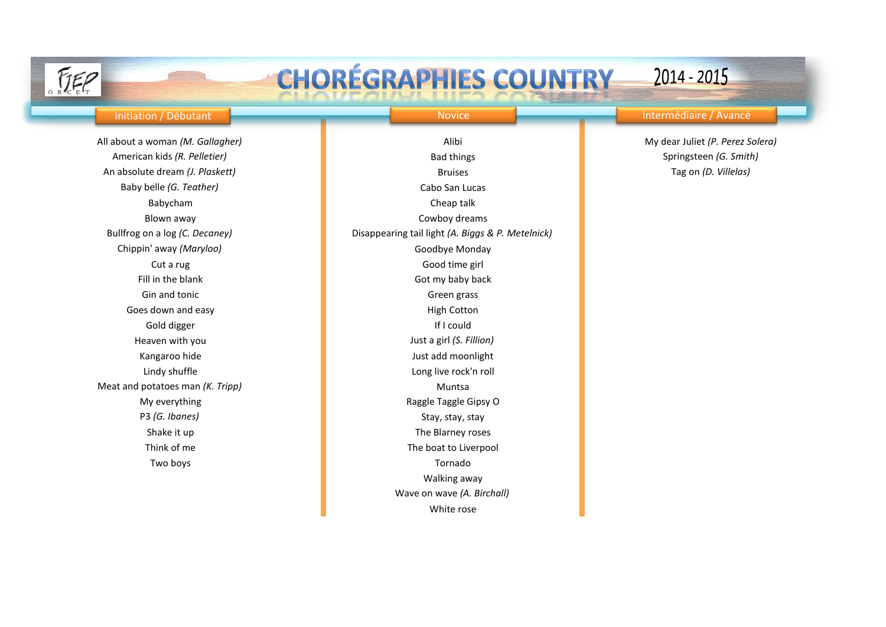# CHORÉGRAPHIES COUNTRY 2014 - 2015

FJEP ORCET

## Initiation / Débutant

All about a woman *(M. Gallagher)*
American kids *(R. Pelletier)*
An absolute dream *(J. Plaskett)*
Baby belle *(G. Teather)*
Babycham
Blown away
Bullfrog on a log *(C. Decaney)*
Chippin' away *(Maryloo)*
Cut a rug
Fill in the blank
Gin and tonic
Goes down and easy
Gold digger
Heaven with you
Kangaroo hide
Lindy shuffle
Meat and potatoes man *(K. Tripp)*
My everything
P3 *(G. Ibanes)*
Shake it up
Think of me
Two boys

## Novice

Alibi
Bad things
Bruises
Cabo San Lucas
Cheap talk
Cowboy dreams
Disappearing tail light *(A. Biggs & P. Metelnick)*
Goodbye Monday
Good time girl
Got my baby back
Green grass
High Cotton
If I could
Just a girl *(S. Fillion)*
Just add moonlight
Long live rock'n roll
Muntsa
Raggle Taggle Gipsy O
Stay, stay, stay
The Blarney roses
The boat to Liverpool
Tornado
Walking away
Wave on wave *(A. Birchall)*
White rose

## Intermédiaire / Avancé

My dear Juliet *(P. Perez Solera)*
Springsteen *(G. Smith)*
Tag on *(D. Villelas)*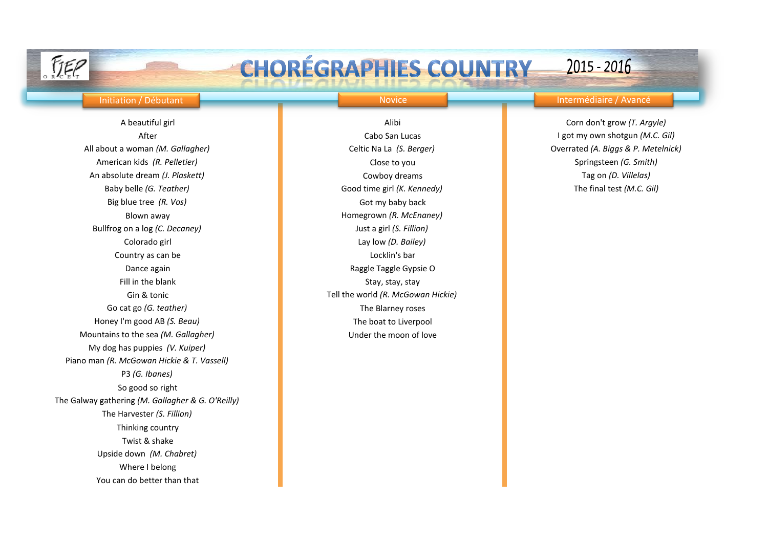FJEP ORCET

# CHORÉGRAPHIES COUNTRY 2015 - 2016

## Initiation / Débutant

A beautiful girl
After
All about a woman *(M. Gallagher)*
American kids *(R. Pelletier)*
An absolute dream *(J. Plaskett)*
Baby belle *(G. Teather)*
Big blue tree *(R. Vos)*
Blown away
Bullfrog on a log *(C. Decaney)*
Colorado girl
Country as can be
Dance again
Fill in the blank
Gin & tonic
Go cat go *(G. teather)*
Honey I'm good AB *(S. Beau)*
Mountains to the sea *(M. Gallagher)*
My dog has puppies *(V. Kuiper)*
Piano man *(R. McGowan Hickie & T. Vassell)*
P3 *(G. Ibanes)*
So good so right
The Galway gathering *(M. Gallagher & G. O'Reilly)*
The Harvester *(S. Fillion)*
Thinking country
Twist & shake
Upside down *(M. Chabret)*
Where I belong
You can do better than that

## Novice

Alibi
Cabo San Lucas
Celtic Na La *(S. Berger)*
Close to you
Cowboy dreams
Good time girl *(K. Kennedy)*
Got my baby back
Homegrown *(R. McEnaney)*
Just a girl *(S. Fillion)*
Lay low *(D. Bailey)*
Locklin's bar
Raggle Taggle Gypsie O
Stay, stay, stay
Tell the world *(R. McGowan Hickie)*
The Blarney roses
The boat to Liverpool
Under the moon of love

## Intermédiaire / Avancé

Corn don't grow *(T. Argyle)*
I got my own shotgun *(M.C. Gil)*
Overrated *(A. Biggs & P. Metelnick)*
Springsteen *(G. Smith)*
Tag on *(D. Villelas)*
The final test *(M.C. Gil)*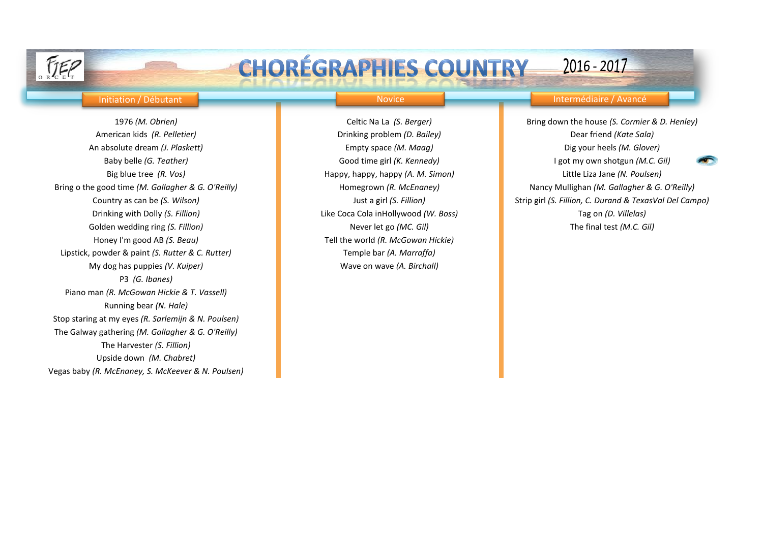# CHORÉGRAPHIES COUNTRY 2016 - 2017

## Initiation / Débutant

1976 *(M. Obrien)*
American kids *(R. Pelletier)*
An absolute dream *(J. Plaskett)*
Baby belle *(G. Teather)*
Big blue tree *(R. Vos)*
Bring o the good time *(M. Gallagher & G. O'Reilly)*
Country as can be *(S. Wilson)*
Drinking with Dolly *(S. Fillion)*
Golden wedding ring *(S. Fillion)*
Honey I'm good AB *(S. Beau)*
Lipstick, powder & paint *(S. Rutter & C. Rutter)*
My dog has puppies *(V. Kuiper)*
P3 *(G. Ibanes)*
Piano man *(R. McGowan Hickie & T. Vassell)*
Running bear *(N. Hale)*
Stop staring at my eyes *(R. Sarlemijn & N. Poulsen)*
The Galway gathering *(M. Gallagher & G. O'Reilly)*
The Harvester *(S. Fillion)*
Upside down *(M. Chabret)*
Vegas baby *(R. McEnaney, S. McKeever & N. Poulsen)*

## Novice

Celtic Na La *(S. Berger)*
Drinking problem *(D. Bailey)*
Empty space *(M. Maag)*
Good time girl *(K. Kennedy)*
Happy, happy, happy *(A. M. Simon)*
Homegrown *(R. McEnaney)*
Just a girl *(S. Fillion)*
Like Coca Cola inHollywood *(W. Boss)*
Never let go *(MC. Gil)*
Tell the world *(R. McGowan Hickie)*
Temple bar *(A. Marraffa)*
Wave on wave *(A. Birchall)*

## Intermédiaire / Avancé

Bring down the house *(S. Cormier & D. Henley)*
Dear friend *(Kate Sala)*
Dig your heels *(M. Glover)*
I got my own shotgun *(M.C. Gil)*
Little Liza Jane *(N. Poulsen)*
Nancy Mullighan *(M. Gallagher & G. O'Reilly)*
Strip girl *(S. Fillion, C. Durand & TexasVal Del Campo)*
Tag on *(D. Villelas)*
The final test *(M.C. Gil)*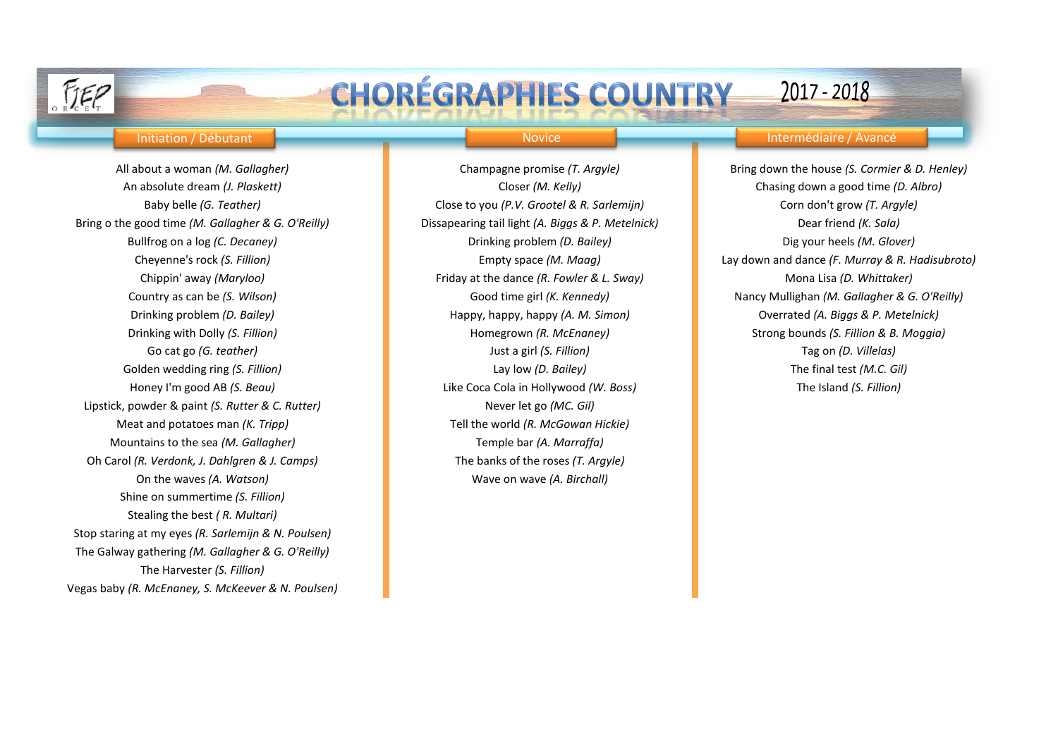# CHORÉGRAPHIES COUNTRY 2017 - 2018

## Initiation / Débutant

All about a woman *(M. Gallagher)*
An absolute dream *(J. Plaskett)*
Baby belle *(G. Teather)*
Bring o the good time *(M. Gallagher & G. O'Reilly)*
Bullfrog on a log *(C. Decaney)*
Cheyenne's rock *(S. Fillion)*
Chippin' away *(Maryloo)*
Country as can be *(S. Wilson)*
Drinking problem *(D. Bailey)*
Drinking with Dolly *(S. Fillion)*
Go cat go *(G. teather)*
Golden wedding ring *(S. Fillion)*
Honey I'm good AB *(S. Beau)*
Lipstick, powder & paint *(S. Rutter & C. Rutter)*
Meat and potatoes man *(K. Tripp)*
Mountains to the sea *(M. Gallagher)*
Oh Carol *(R. Verdonk, J. Dahlgren & J. Camps)*
On the waves *(A. Watson)*
Shine on summertime *(S. Fillion)*
Stealing the best *( R. Multari)*
Stop staring at my eyes *(R. Sarlemijn & N. Poulsen)*
The Galway gathering *(M. Gallagher & G. O'Reilly)*
The Harvester *(S. Fillion)*
Vegas baby *(R. McEnaney, S. McKeever & N. Poulsen)*

## Novice

Champagne promise *(T. Argyle)*
Closer *(M. Kelly)*
Close to you *(P.V. Grootel & R. Sarlemijn)*
Dissapearing tail light *(A. Biggs & P. Metelnick)*
Drinking problem *(D. Bailey)*
Empty space *(M. Maag)*
Friday at the dance *(R. Fowler & L. Sway)*
Good time girl *(K. Kennedy)*
Happy, happy, happy *(A. M. Simon)*
Homegrown *(R. McEnaney)*
Just a girl *(S. Fillion)*
Lay low *(D. Bailey)*
Like Coca Cola in Hollywood *(W. Boss)*
Never let go *(MC. Gil)*
Tell the world *(R. McGowan Hickie)*
Temple bar *(A. Marraffa)*
The banks of the roses *(T. Argyle)*
Wave on wave *(A. Birchall)*

## Intermédiaire / Avancé

Bring down the house *(S. Cormier & D. Henley)*
Chasing down a good time *(D. Albro)*
Corn don't grow *(T. Argyle)*
Dear friend *(K. Sala)*
Dig your heels *(M. Glover)*
Lay down and dance *(F. Murray & R. Hadisubroto)*
Mona Lisa *(D. Whittaker)*
Nancy Mullighan *(M. Gallagher & G. O'Reilly)*
Overrated *(A. Biggs & P. Metelnick)*
Strong bounds *(S. Fillion & B. Moggia)*
Tag on *(D. Villelas)*
The final test *(M.C. Gil)*
The Island *(S. Fillion)*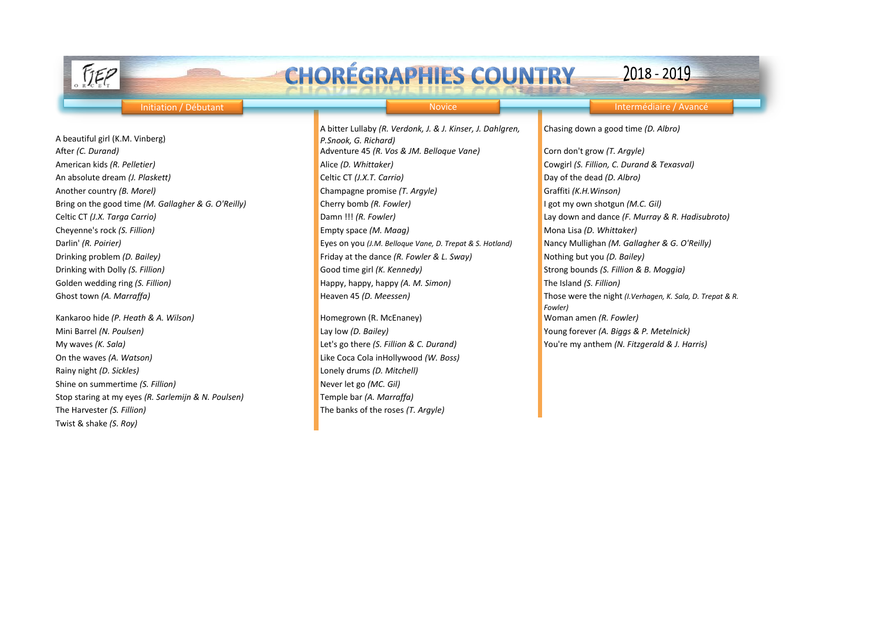# CHORÉGRAPHIES COUNTRY 2018 - 2019

FJEP ORCET

## Initiation / Débutant

A beautiful girl (K.M. Vinberg)
After *(C. Durand)*
American kids *(R. Pelletier)*
An absolute dream *(J. Plaskett)*
Another country *(B. Morel)*
Bring on the good time *(M. Gallagher & G. O'Reilly)*
Celtic CT *(J.X. Targa Carrio)*
Cheyenne's rock *(S. Fillion)*
Darlin' *(R. Poirier)*
Drinking problem *(D. Bailey)*
Drinking with Dolly *(S. Fillion)*
Golden wedding ring *(S. Fillion)*
Ghost town *(A. Marraffa)*
Kankaroo hide *(P. Heath & A. Wilson)*
Mini Barrel *(N. Poulsen)*
My waves *(K. Sala)*
On the waves *(A. Watson)*
Rainy night *(D. Sickles)*
Shine on summertime *(S. Fillion)*
Stop staring at my eyes *(R. Sarlemijn & N. Poulsen)*
The Harvester *(S. Fillion)*
Twist & shake *(S. Roy)*

## Novice

A bitter Lullaby *(R. Verdonk, J. & J. Kinser, J. Dahlgren, P.Snook, G. Richard)*
Adventure 45 *(R. Vos & JM. Belloque Vane)*
Alice *(D. Whittaker)*
Celtic CT *(J.X.T. Carrio)*
Champagne promise *(T. Argyle)*
Cherry bomb *(R. Fowler)*
Damn !!! *(R. Fowler)*
Empty space *(M. Maag)*
Eyes on you *(J.M. Belloque Vane, D. Trepat & S. Hotland)*
Friday at the dance *(R. Fowler & L. Sway)*
Good time girl *(K. Kennedy)*
Happy, happy, happy *(A. M. Simon)*
Heaven 45 *(D. Meessen)*
Homegrown (R. McEnaney)
Lay low *(D. Bailey)*
Let's go there *(S. Fillion & C. Durand)*
Like Coca Cola inHollywood *(W. Boss)*
Lonely drums *(D. Mitchell)*
Never let go *(MC. Gil)*
Temple bar *(A. Marraffa)*
The banks of the roses *(T. Argyle)*

## Intermédiaire / Avancé

Chasing down a good time *(D. Albro)*
Corn don't grow *(T. Argyle)*
Cowgirl *(S. Fillion, C. Durand & Texasval)*
Day of the dead *(D. Albro)*
Graffiti *(K.H.Winson)*
I got my own shotgun *(M.C. Gil)*
Lay down and dance *(F. Murray & R. Hadisubroto)*
Mona Lisa *(D. Whittaker)*
Nancy Mullighan *(M. Gallagher & G. O'Reilly)*
Nothing but you *(D. Bailey)*
Strong bounds *(S. Fillion & B. Moggia)*
The Island *(S. Fillion)*
Those were the night *(I.Verhagen, K. Sala, D. Trepat & R. Fowler)*
Woman amen *(R. Fowler)*
Young forever *(A. Biggs & P. Metelnick)*
You're my anthem *(N. Fitzgerald & J. Harris)*